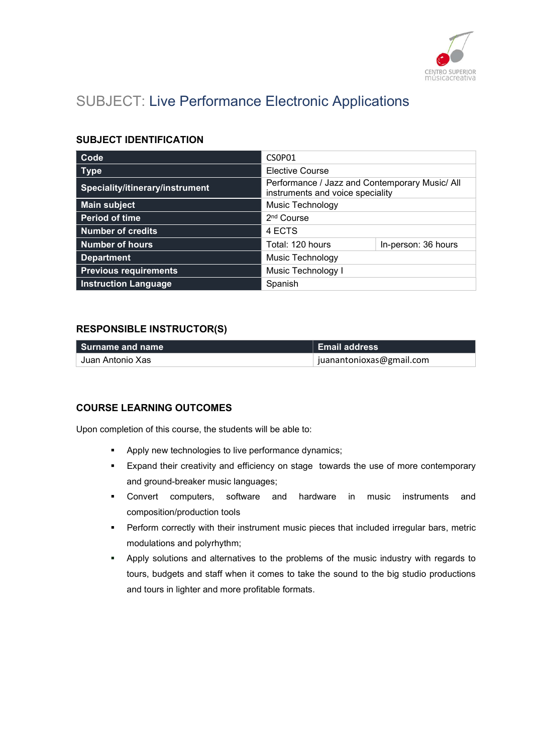# SUBJECT: Live Performance Electronic Applications

## SUBJECT IDENTIFICATION

| | | |
|---|---|---|
| **Code** | CSOP01 | |
| **Type** | Elective Course | |
| **Speciality/itinerary/instrument** | Performance / Jazz and Contemporary Music/ All instruments and voice speciality | |
| **Main subject** | Music Technology | |
| **Period of time** | 2nd Course | |
| **Number of credits** | 4 ECTS | |
| **Number of hours** | Total: 120 hours | In-person: 36 hours |
| **Department** | Music Technology | |
| **Previous requirements** | Music Technology I | |
| **Instruction Language** | Spanish | |

## RESPONSIBLE INSTRUCTOR(S)

| Surname and name | Email address |
|---|---|
| Juan Antonio Xas | juanantonioxas@gmail.com |

## COURSE LEARNING OUTCOMES

Upon completion of this course, the students will be able to:

- Apply new technologies to live performance dynamics;
- Expand their creativity and efficiency on stage towards the use of more contemporary and ground-breaker music languages;
- Convert computers, software and hardware in music instruments and composition/production tools
- Perform correctly with their instrument music pieces that included irregular bars, metric modulations and polyrhythm;
- Apply solutions and alternatives to the problems of the music industry with regards to tours, budgets and staff when it comes to take the sound to the big studio productions and tours in lighter and more profitable formats.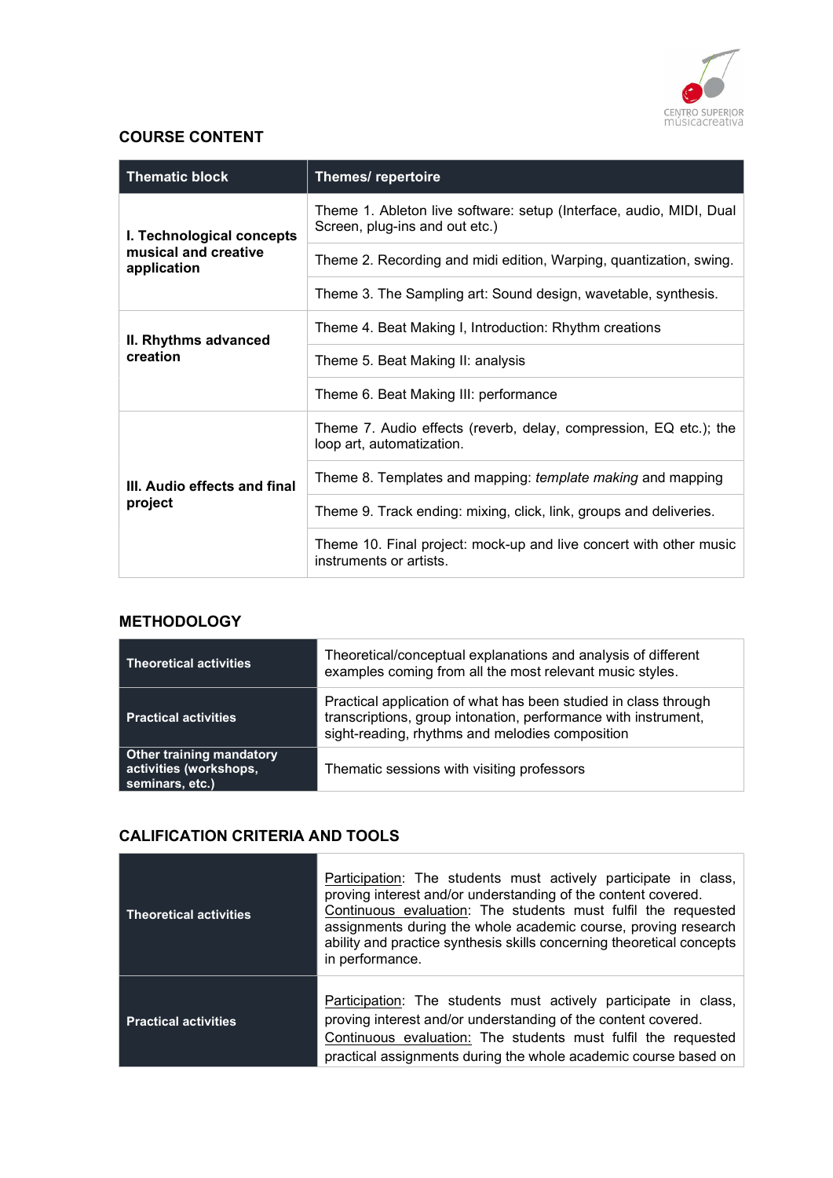## COURSE CONTENT

| Thematic block | Themes/ repertoire |
|---|---|
| **I. Technological concepts musical and creative application** | Theme 1. Ableton live software: setup (Interface, audio, MIDI, Dual Screen, plug-ins and out etc.) |
| | Theme 2. Recording and midi edition, Warping, quantization, swing. |
| | Theme 3. The Sampling art: Sound design, wavetable, synthesis. |
| **II. Rhythms advanced creation** | Theme 4. Beat Making I, Introduction: Rhythm creations |
| | Theme 5. Beat Making II: analysis |
| | Theme 6. Beat Making III: performance |
| **III. Audio effects and final project** | Theme 7. Audio effects (reverb, delay, compression, EQ etc.); the loop art, automatization. |
| | Theme 8. Templates and mapping: *template making* and mapping |
| | Theme 9. Track ending: mixing, click, link, groups and deliveries. |
| | Theme 10. Final project: mock-up and live concert with other music instruments or artists. |

## METHODOLOGY

| | |
|---|---|
| **Theoretical activities** | Theoretical/conceptual explanations and analysis of different examples coming from all the most relevant music styles. |
| **Practical activities** | Practical application of what has been studied in class through transcriptions, group intonation, performance with instrument, sight-reading, rhythms and melodies composition |
| **Other training mandatory activities (workshops, seminars, etc.)** | Thematic sessions with visiting professors |

## CALIFICATION CRITERIA AND TOOLS

| | |
|---|---|
| **Theoretical activities** | Participation: The students must actively participate in class, proving interest and/or understanding of the content covered. Continuous evaluation: The students must fulfil the requested assignments during the whole academic course, proving research ability and practice synthesis skills concerning theoretical concepts in performance. |
| **Practical activities** | Participation: The students must actively participate in class, proving interest and/or understanding of the content covered. Continuous evaluation: The students must fulfil the requested practical assignments during the whole academic course based on |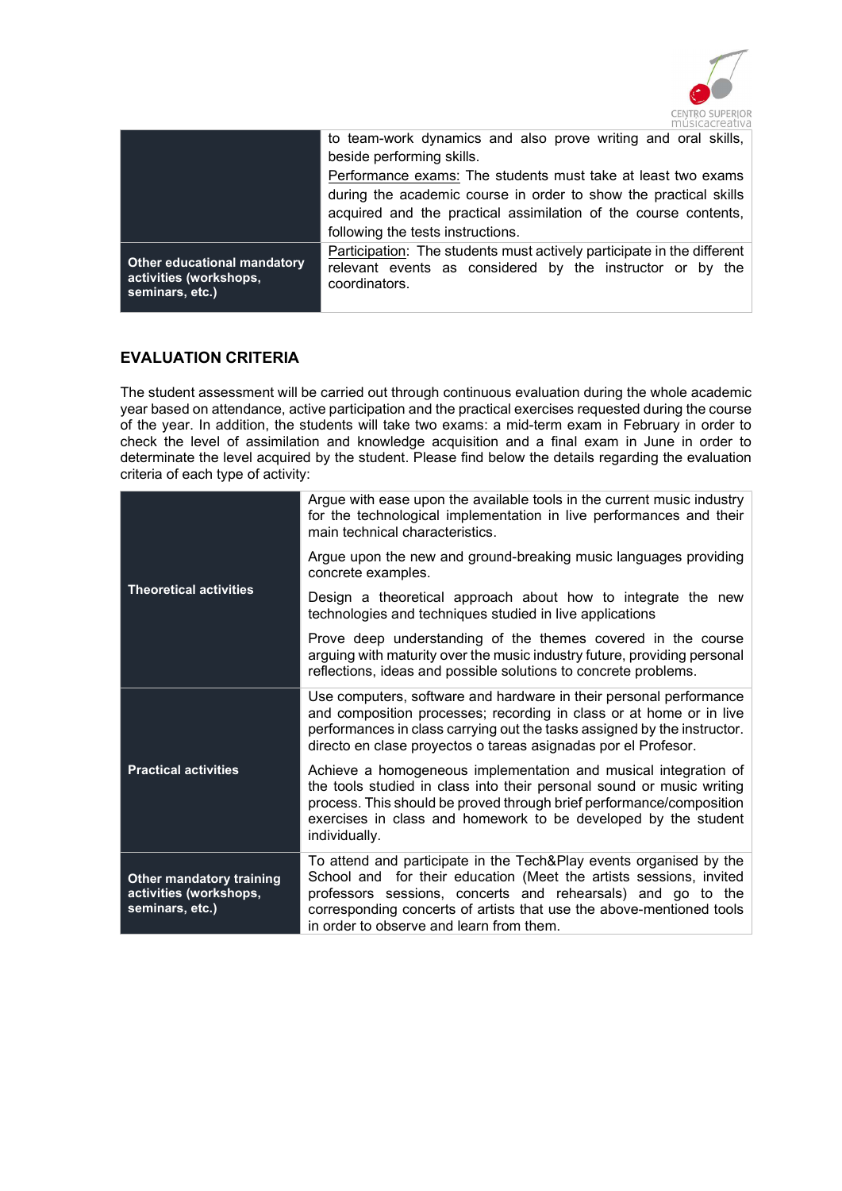| | |
|---|---|
| | to team-work dynamics and also prove writing and oral skills, beside performing skills.<br>Performance exams: The students must take at least two exams during the academic course in order to show the practical skills acquired and the practical assimilation of the course contents, following the tests instructions. |
| **Other educational mandatory activities (workshops, seminars, etc.)** | Participation: The students must actively participate in the different relevant events as considered by the instructor or by the coordinators. |

## EVALUATION CRITERIA

The student assessment will be carried out through continuous evaluation during the whole academic year based on attendance, active participation and the practical exercises requested during the course of the year. In addition, the students will take two exams: a mid-term exam in February in order to check the level of assimilation and knowledge acquisition and a final exam in June in order to determinate the level acquired by the student. Please find below the details regarding the evaluation criteria of each type of activity:

| | |
|---|---|
| **Theoretical activities** | Argue with ease upon the available tools in the current music industry for the technological implementation in live performances and their main technical characteristics.<br><br>Argue upon the new and ground-breaking music languages providing concrete examples.<br><br>Design a theoretical approach about how to integrate the new technologies and techniques studied in live applications<br><br>Prove deep understanding of the themes covered in the course arguing with maturity over the music industry future, providing personal reflections, ideas and possible solutions to concrete problems. |
| **Practical activities** | Use computers, software and hardware in their personal performance and composition processes; recording in class or at home or in live performances in class carrying out the tasks assigned by the instructor. directo en clase proyectos o tareas asignadas por el Profesor.<br><br>Achieve a homogeneous implementation and musical integration of the tools studied in class into their personal sound or music writing process. This should be proved through brief performance/composition exercises in class and homework to be developed by the student individually. |
| **Other mandatory training activities (workshops, seminars, etc.)** | To attend and participate in the Tech&Play events organised by the School and for their education (Meet the artists sessions, invited professors sessions, concerts and rehearsals) and go to the corresponding concerts of artists that use the above-mentioned tools in order to observe and learn from them. |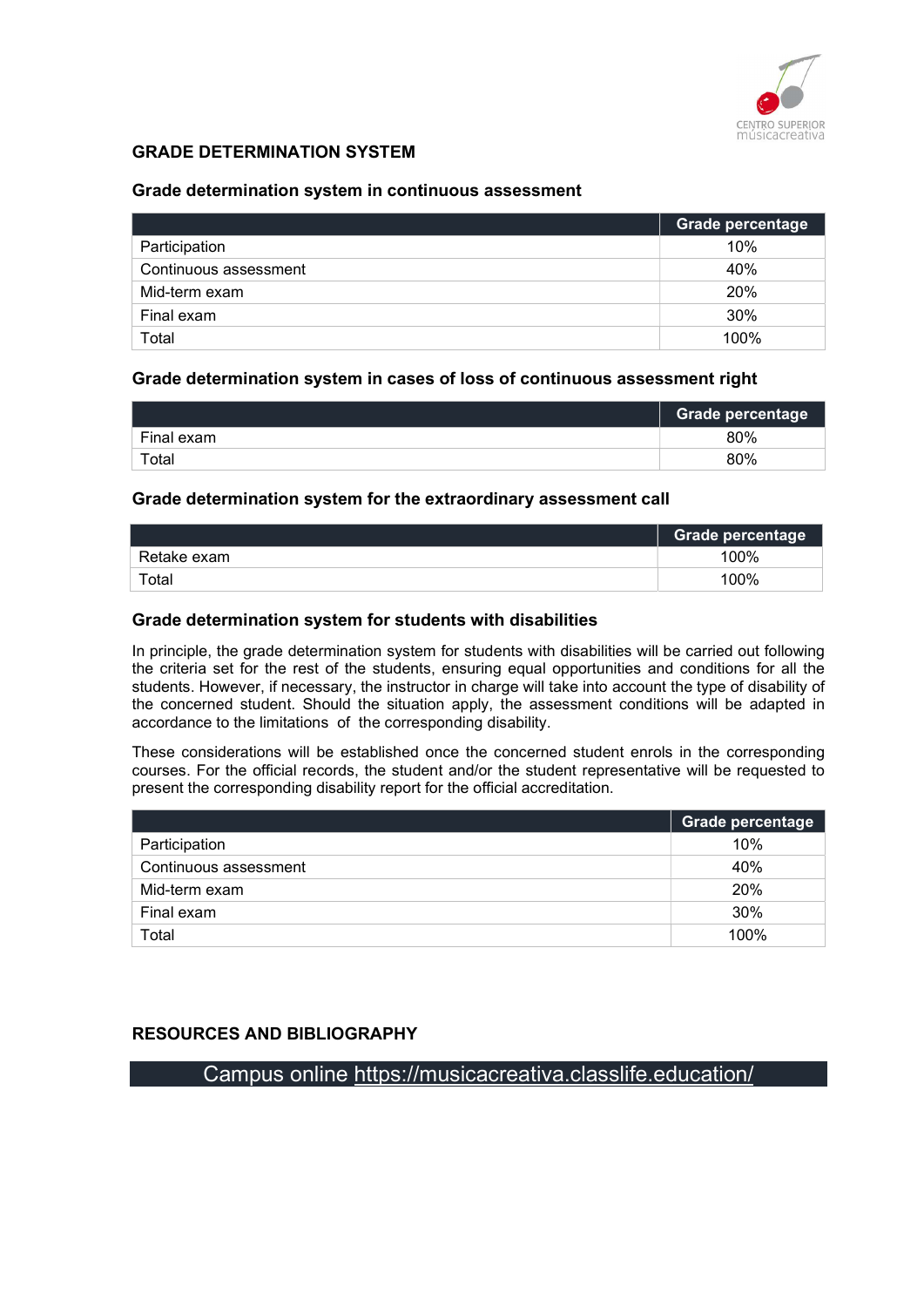## GRADE DETERMINATION SYSTEM

### Grade determination system in continuous assessment

| | Grade percentage |
|---|---|
| Participation | 10% |
| Continuous assessment | 40% |
| Mid-term exam | 20% |
| Final exam | 30% |
| Total | 100% |

### Grade determination system in cases of loss of continuous assessment right

| | Grade percentage |
|---|---|
| Final exam | 80% |
| Total | 80% |

### Grade determination system for the extraordinary assessment call

| | Grade percentage |
|---|---|
| Retake exam | 100% |
| Total | 100% |

### Grade determination system for students with disabilities

In principle, the grade determination system for students with disabilities will be carried out following the criteria set for the rest of the students, ensuring equal opportunities and conditions for all the students. However, if necessary, the instructor in charge will take into account the type of disability of the concerned student. Should the situation apply, the assessment conditions will be adapted in accordance to the limitations of the corresponding disability.

These considerations will be established once the concerned student enrols in the corresponding courses. For the official records, the student and/or the student representative will be requested to present the corresponding disability report for the official accreditation.

| | Grade percentage |
|---|---|
| Participation | 10% |
| Continuous assessment | 40% |
| Mid-term exam | 20% |
| Final exam | 30% |
| Total | 100% |

## RESOURCES AND BIBLIOGRAPHY

Campus online https://musicacreativa.classlife.education/